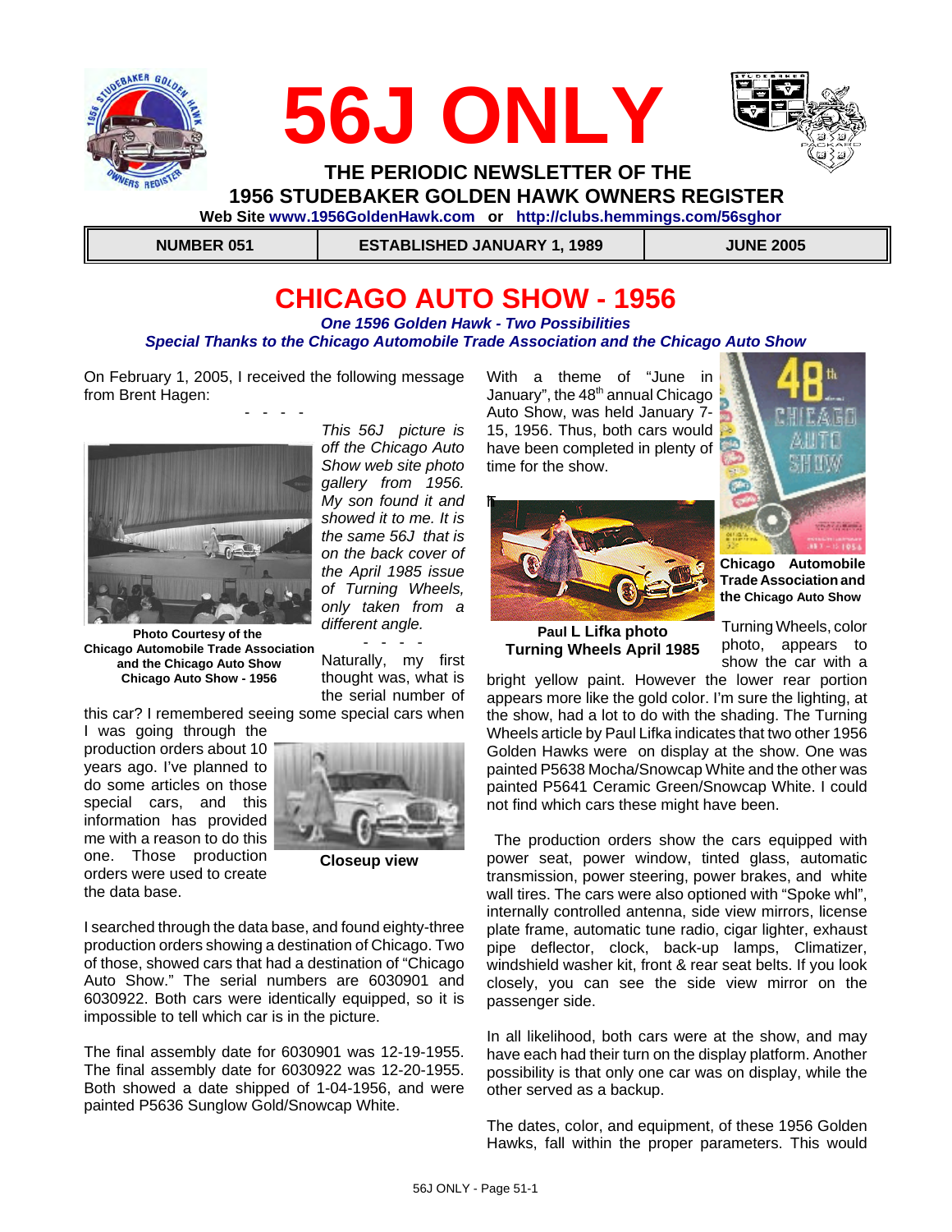# 56J ONLY

**THE PERIODIC NEWSLETTER OF THE**
**1956 STUDEBAKER GOLDEN HAWK OWNERS REGISTER**

**Web Site www.1956GoldenHawk.com or http://clubs.hemmings.com/56sghor**

| NUMBER 051 | ESTABLISHED JANUARY 1, 1989 | JUNE 2005 |
|---|---|---|

## CHICAGO AUTO SHOW - 1956

***One 1596 Golden Hawk - Two Possibilities***
***Special Thanks to the Chicago Automobile Trade Association and the Chicago Auto Show***

On February 1, 2005, I received the following message from Brent Hagen:

\- - - -

*This 56J picture is off the Chicago Auto Show web site photo gallery from 1956. My son found it and showed it to me. It is the same 56J that is on the back cover of the April 1985 issue of Turning Wheels, only taken from a different angle.*

\- - - -

**Photo Courtesy of the Chicago Automobile Trade Association and the Chicago Auto Show Chicago Auto Show - 1956**

Naturally, my first thought was, what is the serial number of this car? I remembered seeing some special cars when I was going through the production orders about 10 years ago. I've planned to do some articles on those special cars, and this information has provided me with a reason to do this one. Those production orders were used to create the data base.

**Closeup view**

I searched through the data base, and found eighty-three production orders showing a destination of Chicago. Two of those, showed cars that had a destination of "Chicago Auto Show." The serial numbers are 6030901 and 6030922. Both cars were identically equipped, so it is impossible to tell which car is in the picture.

The final assembly date for 6030901 was 12-19-1955. The final assembly date for 6030922 was 12-20-1955. Both showed a date shipped of 1-04-1956, and were painted P5636 Sunglow Gold/Snowcap White.

With a theme of "June in January", the 48th annual Chicago Auto Show, was held January 7-15, 1956. Thus, both cars would have been completed in plenty of time for the show.

**Paul L Lifka photo Turning Wheels April 1985**

**Chicago Automobile Trade Association and the Chicago Auto Show**

Turning Wheels, color photo, appears to show the car with a bright yellow paint. However the lower rear portion appears more like the gold color. I'm sure the lighting, at the show, had a lot to do with the shading. The Turning Wheels article by Paul Lifka indicates that two other 1956 Golden Hawks were on display at the show. One was painted P5638 Mocha/Snowcap White and the other was painted P5641 Ceramic Green/Snowcap White. I could not find which cars these might have been.

The production orders show the cars equipped with power seat, power window, tinted glass, automatic transmission, power steering, power brakes, and white wall tires. The cars were also optioned with "Spoke whl", internally controlled antenna, side view mirrors, license plate frame, automatic tune radio, cigar lighter, exhaust pipe deflector, clock, back-up lamps, Climatizer, windshield washer kit, front & rear seat belts. If you look closely, you can see the side view mirror on the passenger side.

In all likelihood, both cars were at the show, and may have each had their turn on the display platform. Another possibility is that only one car was on display, while the other served as a backup.

The dates, color, and equipment, of these 1956 Golden Hawks, fall within the proper parameters. This would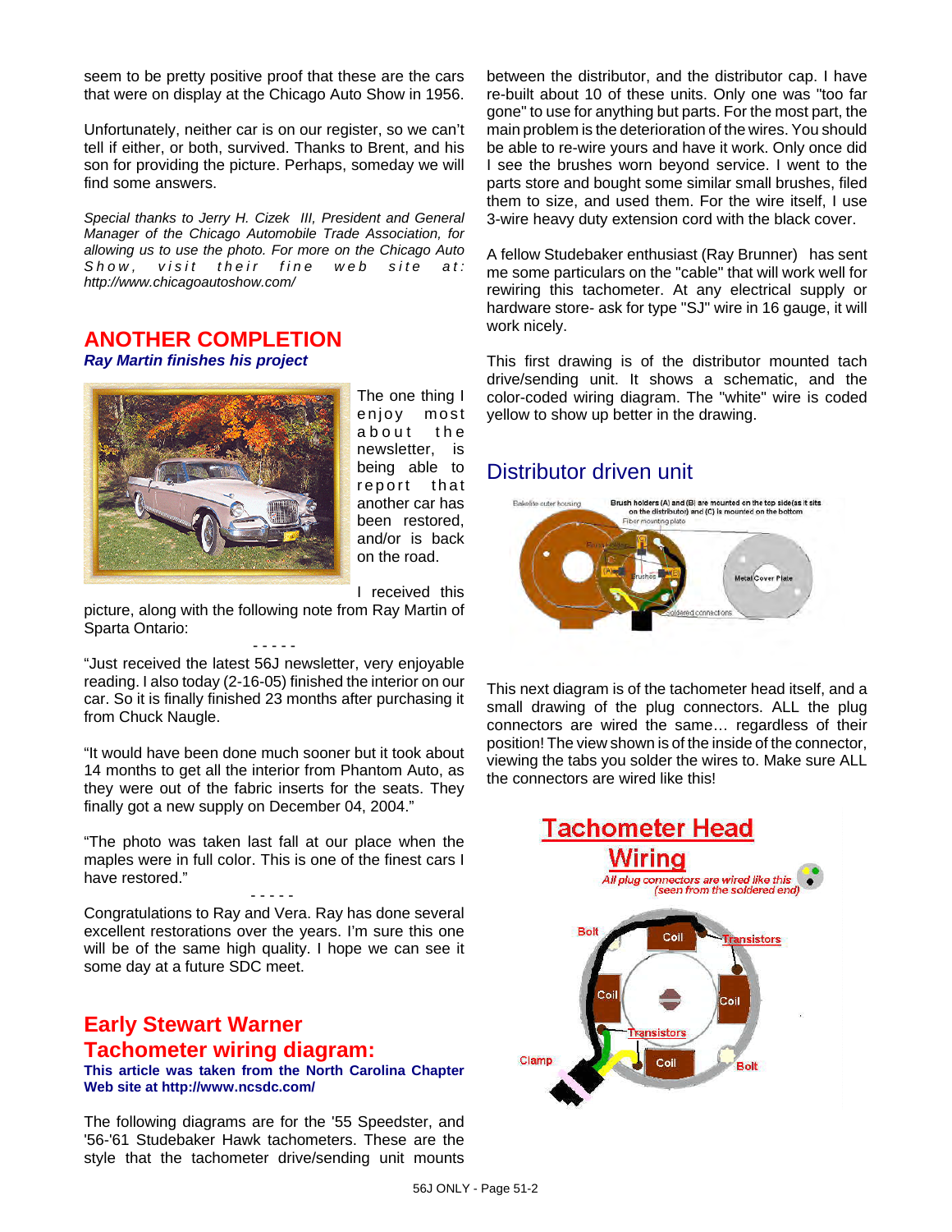seem to be pretty positive proof that these are the cars that were on display at the Chicago Auto Show in 1956.

Unfortunately, neither car is on our register, so we can't tell if either, or both, survived. Thanks to Brent, and his son for providing the picture. Perhaps, someday we will find some answers.

*Special thanks to Jerry H. Cizek III, President and General Manager of the Chicago Automobile Trade Association, for allowing us to use the photo. For more on the Chicago Auto Show, visit their fine web site at: http://www.chicagoautoshow.com/*

## ANOTHER COMPLETION

***Ray Martin finishes his project***

The one thing I enjoy most about the newsletter, is being able to report that another car has been restored, and/or is back on the road.

I received this picture, along with the following note from Ray Martin of Sparta Ontario:

- - - - -

"Just received the latest 56J newsletter, very enjoyable reading. I also today (2-16-05) finished the interior on our car. So it is finally finished 23 months after purchasing it from Chuck Naugle.

"It would have been done much sooner but it took about 14 months to get all the interior from Phantom Auto, as they were out of the fabric inserts for the seats. They finally got a new supply on December 04, 2004."

"The photo was taken last fall at our place when the maples were in full color. This is one of the finest cars I have restored."

- - - - -

Congratulations to Ray and Vera. Ray has done several excellent restorations over the years. I'm sure this one will be of the same high quality. I hope we can see it some day at a future SDC meet.

## Early Stewart Warner Tachometer wiring diagram:

**This article was taken from the North Carolina Chapter Web site at http://www.ncsdc.com/**

The following diagrams are for the '55 Speedster, and '56-'61 Studebaker Hawk tachometers. These are the style that the tachometer drive/sending unit mounts between the distributor, and the distributor cap. I have re-built about 10 of these units. Only one was "too far gone" to use for anything but parts. For the most part, the main problem is the deterioration of the wires. You should be able to re-wire yours and have it work. Only once did I see the brushes worn beyond service. I went to the parts store and bought some similar small brushes, filed them to size, and used them. For the wire itself, I use 3-wire heavy duty extension cord with the black cover.

A fellow Studebaker enthusiast (Ray Brunner) has sent me some particulars on the "cable" that will work well for rewiring this tachometer. At any electrical supply or hardware store- ask for type "SJ" wire in 16 gauge, it will work nicely.

This first drawing is of the distributor mounted tach drive/sending unit. It shows a schematic, and the color-coded wiring diagram. The "white" wire is coded yellow to show up better in the drawing.

## Distributor driven unit

This next diagram is of the tachometer head itself, and a small drawing of the plug connectors. ALL the plug connectors are wired the same… regardless of their position! The view shown is of the inside of the connector, viewing the tabs you solder the wires to. Make sure ALL the connectors are wired like this!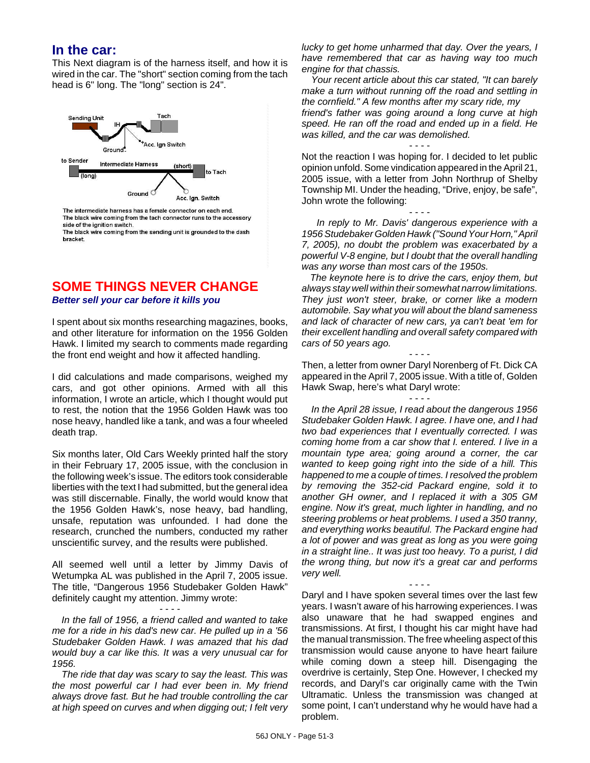## In the car:

This Next diagram is of the harness itself, and how it is wired in the car. The "short" section coming from the tach head is 6" long. The "long" section is 24".

Sending Unit | IH | Tach | Ground | Acc. Ign Switch

to Sender | Intermediate Harness | (short) | to Tach | (long) | Ground | Acc. Ign. Switch

The intermediate harness has a female connector on each end.
The black wire coming from the tach connector runs to the accessory side of the ignition switch.
The black wire coming from the sending unit is grounded to the dash bracket.

## SOME THINGS NEVER CHANGE

***Better sell your car before it kills you***

I spent about six months researching magazines, books, and other literature for information on the 1956 Golden Hawk. I limited my search to comments made regarding the front end weight and how it affected handling.

I did calculations and made comparisons, weighed my cars, and got other opinions. Armed with all this information, I wrote an article, which I thought would put to rest, the notion that the 1956 Golden Hawk was too nose heavy, handled like a tank, and was a four wheeled death trap.

Six months later, Old Cars Weekly printed half the story in their February 17, 2005 issue, with the conclusion in the following week's issue. The editors took considerable liberties with the text I had submitted, but the general idea was still discernable. Finally, the world would know that the 1956 Golden Hawk's, nose heavy, bad handling, unsafe, reputation was unfounded. I had done the research, crunched the numbers, conducted my rather unscientific survey, and the results were published.

All seemed well until a letter by Jimmy Davis of Wetumpka AL was published in the April 7, 2005 issue. The title, "Dangerous 1956 Studebaker Golden Hawk" definitely caught my attention. Jimmy wrote:

\- - - -

*In the fall of 1956, a friend called and wanted to take me for a ride in his dad's new car. He pulled up in a '56 Studebaker Golden Hawk. I was amazed that his dad would buy a car like this. It was a very unusual car for 1956.*

*The ride that day was scary to say the least. This was the most powerful car I had ever been in. My friend always drove fast. But he had trouble controlling the car at high speed on curves and when digging out; I felt very lucky to get home unharmed that day. Over the years, I have remembered that car as having way too much engine for that chassis.*

*Your recent article about this car stated, "It can barely make a turn without running off the road and settling in the cornfield." A few months after my scary ride, my friend's father was going around a long curve at high speed. He ran off the road and ended up in a field. He was killed, and the car was demolished.*

\- - - -

Not the reaction I was hoping for. I decided to let public opinion unfold. Some vindication appeared in the April 21, 2005 issue, with a letter from John Northrup of Shelby Township MI. Under the heading, "Drive, enjoy, be safe", John wrote the following:

\- - - -

*In reply to Mr. Davis' dangerous experience with a 1956 Studebaker Golden Hawk ("Sound Your Horn," April 7, 2005), no doubt the problem was exacerbated by a powerful V-8 engine, but I doubt that the overall handling was any worse than most cars of the 1950s.*

*The keynote here is to drive the cars, enjoy them, but always stay well within their somewhat narrow limitations. They just won't steer, brake, or corner like a modern automobile. Say what you will about the bland sameness and lack of character of new cars, ya can't beat 'em for their excellent handling and overall safety compared with cars of 50 years ago.*

\- - - -

Then, a letter from owner Daryl Norenberg of Ft. Dick CA appeared in the April 7, 2005 issue. With a title of, Golden Hawk Swap, here's what Daryl wrote:

\- - - -

*In the April 28 issue, I read about the dangerous 1956 Studebaker Golden Hawk. I agree. I have one, and I had two bad experiences that I eventually corrected. I was coming home from a car show that I. entered. I live in a mountain type area; going around a corner, the car wanted to keep going right into the side of a hill. This happened to me a couple of times. I resolved the problem by removing the 352-cid Packard engine, sold it to another GH owner, and I replaced it with a 305 GM engine. Now it's great, much lighter in handling, and no steering problems or heat problems. I used a 350 tranny, and everything works beautiful. The Packard engine had a lot of power and was great as long as you were going in a straight line.. It was just too heavy. To a purist, I did the wrong thing, but now it's a great car and performs very well.*

\- - - -

Daryl and I have spoken several times over the last few years. I wasn't aware of his harrowing experiences. I was also unaware that he had swapped engines and transmissions. At first, I thought his car might have had the manual transmission. The free wheeling aspect of this transmission would cause anyone to have heart failure while coming down a steep hill. Disengaging the overdrive is certainly, Step One. However, I checked my records, and Daryl's car originally came with the Twin Ultramatic. Unless the transmission was changed at some point, I can't understand why he would have had a problem.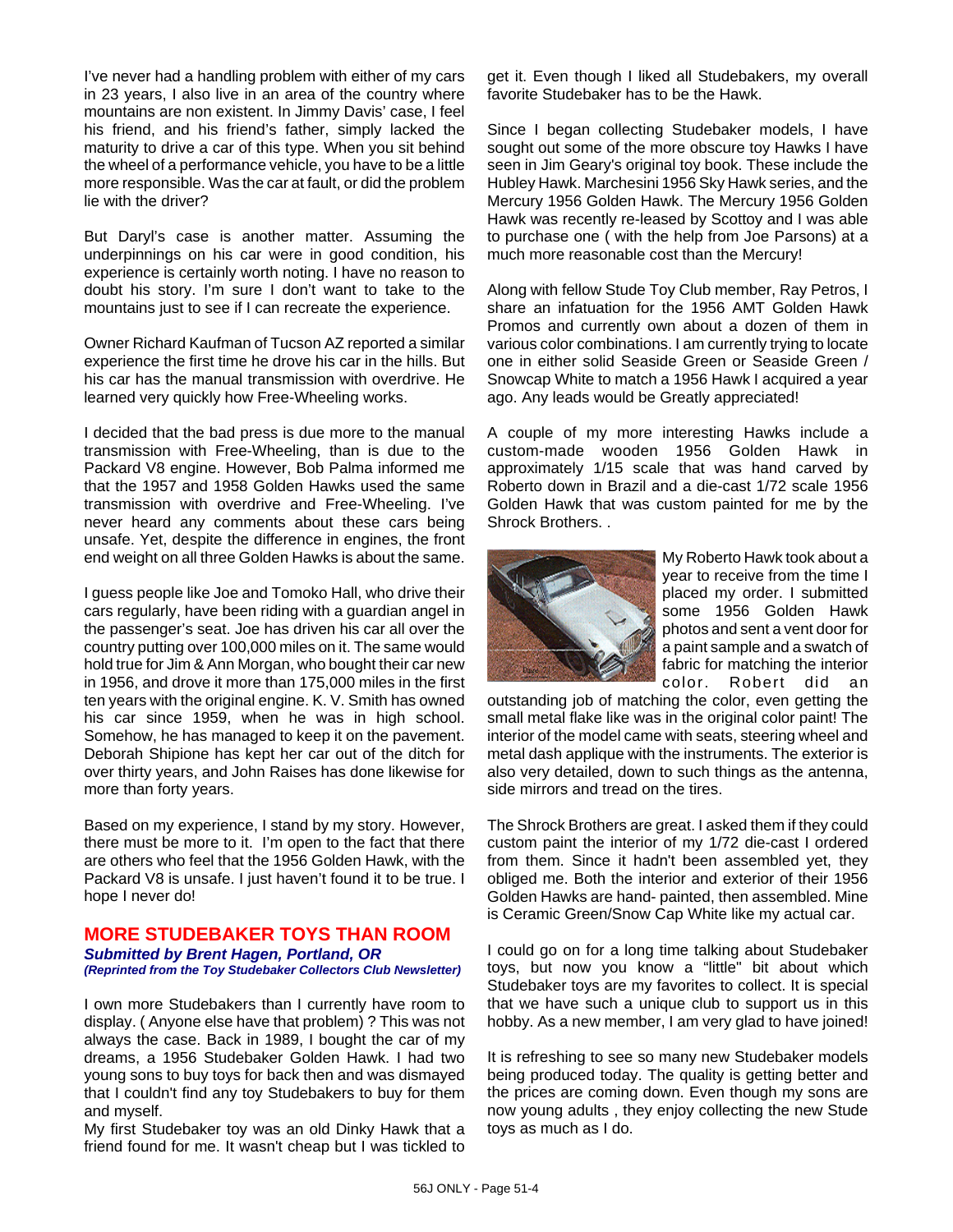I've never had a handling problem with either of my cars in 23 years, I also live in an area of the country where mountains are non existent. In Jimmy Davis' case, I feel his friend, and his friend's father, simply lacked the maturity to drive a car of this type. When you sit behind the wheel of a performance vehicle, you have to be a little more responsible. Was the car at fault, or did the problem lie with the driver?

But Daryl's case is another matter. Assuming the underpinnings on his car were in good condition, his experience is certainly worth noting. I have no reason to doubt his story. I'm sure I don't want to take to the mountains just to see if I can recreate the experience.

Owner Richard Kaufman of Tucson AZ reported a similar experience the first time he drove his car in the hills. But his car has the manual transmission with overdrive. He learned very quickly how Free-Wheeling works.

I decided that the bad press is due more to the manual transmission with Free-Wheeling, than is due to the Packard V8 engine. However, Bob Palma informed me that the 1957 and 1958 Golden Hawks used the same transmission with overdrive and Free-Wheeling. I've never heard any comments about these cars being unsafe. Yet, despite the difference in engines, the front end weight on all three Golden Hawks is about the same.

I guess people like Joe and Tomoko Hall, who drive their cars regularly, have been riding with a guardian angel in the passenger's seat. Joe has driven his car all over the country putting over 100,000 miles on it. The same would hold true for Jim & Ann Morgan, who bought their car new in 1956, and drove it more than 175,000 miles in the first ten years with the original engine. K. V. Smith has owned his car since 1959, when he was in high school. Somehow, he has managed to keep it on the pavement. Deborah Shipione has kept her car out of the ditch for over thirty years, and John Raises has done likewise for more than forty years.

Based on my experience, I stand by my story. However, there must be more to it. I'm open to the fact that there are others who feel that the 1956 Golden Hawk, with the Packard V8 is unsafe. I just haven't found it to be true. I hope I never do!

## MORE STUDEBAKER TOYS THAN ROOM

***Submitted by Brent Hagen, Portland, OR***

***(Reprinted from the Toy Studebaker Collectors Club Newsletter)***

I own more Studebakers than I currently have room to display. ( Anyone else have that problem) ? This was not always the case. Back in 1989, I bought the car of my dreams, a 1956 Studebaker Golden Hawk. I had two young sons to buy toys for back then and was dismayed that I couldn't find any toy Studebakers to buy for them and myself.

My first Studebaker toy was an old Dinky Hawk that a friend found for me. It wasn't cheap but I was tickled to get it. Even though I liked all Studebakers, my overall favorite Studebaker has to be the Hawk.

Since I began collecting Studebaker models, I have sought out some of the more obscure toy Hawks I have seen in Jim Geary's original toy book. These include the Hubley Hawk. Marchesini 1956 Sky Hawk series, and the Mercury 1956 Golden Hawk. The Mercury 1956 Golden Hawk was recently re-leased by Scottoy and I was able to purchase one ( with the help from Joe Parsons) at a much more reasonable cost than the Mercury!

Along with fellow Stude Toy Club member, Ray Petros, I share an infatuation for the 1956 AMT Golden Hawk Promos and currently own about a dozen of them in various color combinations. I am currently trying to locate one in either solid Seaside Green or Seaside Green / Snowcap White to match a 1956 Hawk I acquired a year ago. Any leads would be Greatly appreciated!

A couple of my more interesting Hawks include a custom-made wooden 1956 Golden Hawk in approximately 1/15 scale that was hand carved by Roberto down in Brazil and a die-cast 1/72 scale 1956 Golden Hawk that was custom painted for me by the Shrock Brothers. .

My Roberto Hawk took about a year to receive from the time I placed my order. I submitted some 1956 Golden Hawk photos and sent a vent door for a paint sample and a swatch of fabric for matching the interior color. Robert did an outstanding job of matching the color, even getting the small metal flake like was in the original color paint! The interior of the model came with seats, steering wheel and metal dash applique with the instruments. The exterior is also very detailed, down to such things as the antenna, side mirrors and tread on the tires.

The Shrock Brothers are great. I asked them if they could custom paint the interior of my 1/72 die-cast I ordered from them. Since it hadn't been assembled yet, they obliged me. Both the interior and exterior of their 1956 Golden Hawks are hand- painted, then assembled. Mine is Ceramic Green/Snow Cap White like my actual car.

I could go on for a long time talking about Studebaker toys, but now you know a "little" bit about which Studebaker toys are my favorites to collect. It is special that we have such a unique club to support us in this hobby. As a new member, I am very glad to have joined!

It is refreshing to see so many new Studebaker models being produced today. The quality is getting better and the prices are coming down. Even though my sons are now young adults , they enjoy collecting the new Stude toys as much as I do.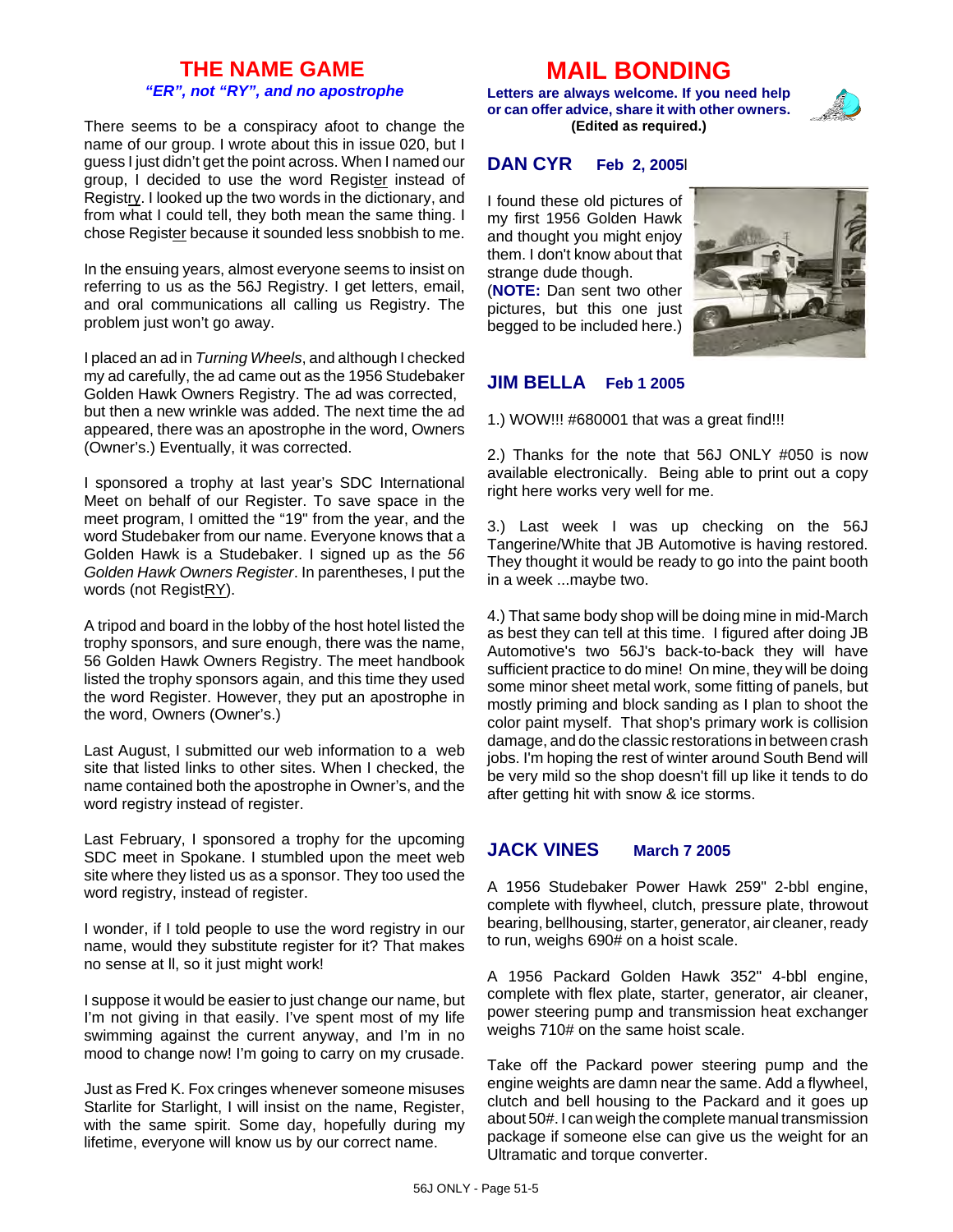## THE NAME GAME

***"ER", not "RY", and no apostrophe***

There seems to be a conspiracy afoot to change the name of our group. I wrote about this in issue 020, but I guess I just didn't get the point across. When I named our group, I decided to use the word Register instead of Registry. I looked up the two words in the dictionary, and from what I could tell, they both mean the same thing. I chose Register because it sounded less snobbish to me.

In the ensuing years, almost everyone seems to insist on referring to us as the 56J Registry. I get letters, email, and oral communications all calling us Registry. The problem just won't go away.

I placed an ad in *Turning Wheels*, and although I checked my ad carefully, the ad came out as the 1956 Studebaker Golden Hawk Owners Registry. The ad was corrected, but then a new wrinkle was added. The next time the ad appeared, there was an apostrophe in the word, Owners (Owner's.) Eventually, it was corrected.

I sponsored a trophy at last year's SDC International Meet on behalf of our Register. To save space in the meet program, I omitted the "19" from the year, and the word Studebaker from our name. Everyone knows that a Golden Hawk is a Studebaker. I signed up as the *56 Golden Hawk Owners Register*. In parentheses, I put the words (not RegistRY).

A tripod and board in the lobby of the host hotel listed the trophy sponsors, and sure enough, there was the name, 56 Golden Hawk Owners Registry. The meet handbook listed the trophy sponsors again, and this time they used the word Register. However, they put an apostrophe in the word, Owners (Owner's.)

Last August, I submitted our web information to a web site that listed links to other sites. When I checked, the name contained both the apostrophe in Owner's, and the word registry instead of register.

Last February, I sponsored a trophy for the upcoming SDC meet in Spokane. I stumbled upon the meet web site where they listed us as a sponsor. They too used the word registry, instead of register.

I wonder, if I told people to use the word registry in our name, would they substitute register for it? That makes no sense at ll, so it just might work!

I suppose it would be easier to just change our name, but I'm not giving in that easily. I've spent most of my life swimming against the current anyway, and I'm in no mood to change now! I'm going to carry on my crusade.

Just as Fred K. Fox cringes whenever someone misuses Starlite for Starlight, I will insist on the name, Register, with the same spirit. Some day, hopefully during my lifetime, everyone will know us by our correct name.

## MAIL BONDING

**Letters are always welcome. If you need help or can offer advice, share it with other owners.**
**(Edited as required.)**

### DAN CYR Feb 2, 2005

I found these old pictures of my first 1956 Golden Hawk and thought you might enjoy them. I don't know about that strange dude though.
(**NOTE:** Dan sent two other pictures, but this one just begged to be included here.)

### JIM BELLA Feb 1 2005

1.) WOW!!! #680001 that was a great find!!!

2.) Thanks for the note that 56J ONLY #050 is now available electronically. Being able to print out a copy right here works very well for me.

3.) Last week I was up checking on the 56J Tangerine/White that JB Automotive is having restored. They thought it would be ready to go into the paint booth in a week ...maybe two.

4.) That same body shop will be doing mine in mid-March as best they can tell at this time. I figured after doing JB Automotive's two 56J's back-to-back they will have sufficient practice to do mine! On mine, they will be doing some minor sheet metal work, some fitting of panels, but mostly priming and block sanding as I plan to shoot the color paint myself. That shop's primary work is collision damage, and do the classic restorations in between crash jobs. I'm hoping the rest of winter around South Bend will be very mild so the shop doesn't fill up like it tends to do after getting hit with snow & ice storms.

### JACK VINES March 7 2005

A 1956 Studebaker Power Hawk 259" 2-bbl engine, complete with flywheel, clutch, pressure plate, throwout bearing, bellhousing, starter, generator, air cleaner, ready to run, weighs 690# on a hoist scale.

A 1956 Packard Golden Hawk 352" 4-bbl engine, complete with flex plate, starter, generator, air cleaner, power steering pump and transmission heat exchanger weighs 710# on the same hoist scale.

Take off the Packard power steering pump and the engine weights are damn near the same. Add a flywheel, clutch and bell housing to the Packard and it goes up about 50#. I can weigh the complete manual transmission package if someone else can give us the weight for an Ultramatic and torque converter.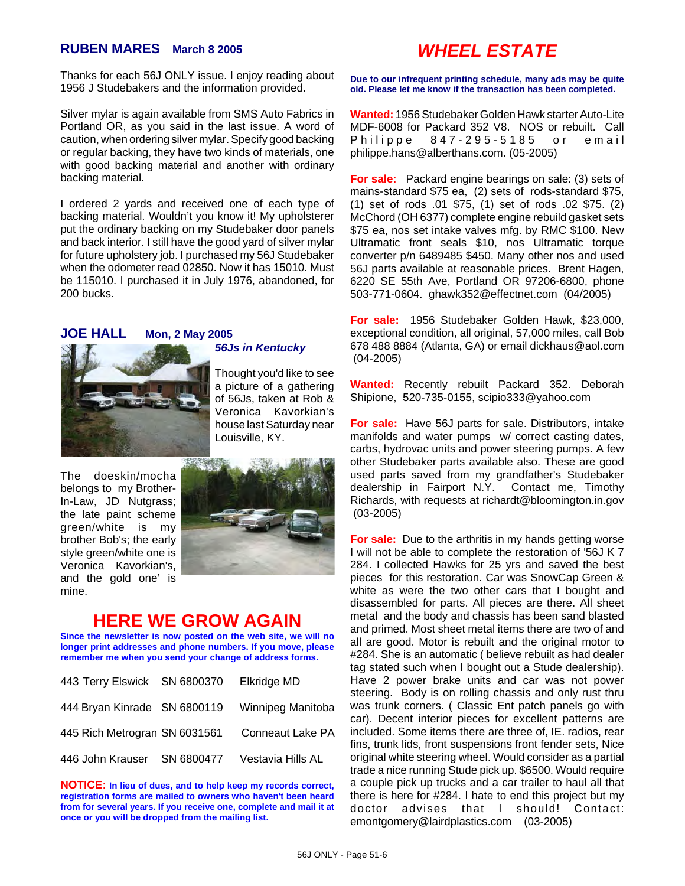## RUBEN MARES March 8 2005

Thanks for each 56J ONLY issue. I enjoy reading about 1956 J Studebakers and the information provided.

Silver mylar is again available from SMS Auto Fabrics in Portland OR, as you said in the last issue. A word of caution, when ordering silver mylar. Specify good backing or regular backing, they have two kinds of materials, one with good backing material and another with ordinary backing material.

I ordered 2 yards and received one of each type of backing material. Wouldn't you know it! My upholsterer put the ordinary backing on my Studebaker door panels and back interior. I still have the good yard of silver mylar for future upholstery job. I purchased my 56J Studebaker when the odometer read 02850. Now it has 15010. Must be 115010. I purchased it in July 1976, abandoned, for 200 bucks.

## JOE HALL Mon, 2 May 2005

### *56Js in Kentucky*

Thought you'd like to see a picture of a gathering of 56Js, taken at Rob & Veronica Kavorkian's house last Saturday near Louisville, KY.

The doeskin/mocha belongs to my Brother-In-Law, JD Nutgrass; the late paint scheme green/white is my brother Bob's; the early style green/white one is Veronica Kavorkian's, and the gold one' is mine.

## HERE WE GROW AGAIN

**Since the newsletter is now posted on the web site, we will no longer print addresses and phone numbers. If you move, please remember me when you send your change of address forms.**

| | | |
|---|---|---|
| 443 Terry Elswick | SN 6800370 | Elkridge MD |
| 444 Bryan Kinrade | SN 6800119 | Winnipeg Manitoba |
| 445 Rich Metrogran | SN 6031561 | Conneaut Lake PA |
| 446 John Krauser | SN 6800477 | Vestavia Hills AL |

**NOTICE: In lieu of dues, and to help keep my records correct, registration forms are mailed to owners who haven't been heard from for several years. If you receive one, complete and mail it at once or you will be dropped from the mailing list.**

# WHEEL ESTATE

**Due to our infrequent printing schedule, many ads may be quite old. Please let me know if the transaction has been completed.**

**Wanted:** 1956 Studebaker Golden Hawk starter Auto-Lite MDF-6008 for Packard 352 V8. NOS or rebuilt. Call Philippe 847-295-5185 or email philippe.hans@alberthans.com. (05-2005)

**For sale:** Packard engine bearings on sale: (3) sets of mains-standard $75 ea, (2) sets of rods-standard $75, (1) set of rods .01 $75, (1) set of rods .02 $75. (2) McChord (OH 6377) complete engine rebuild gasket sets $75 ea, nos set intake valves mfg. by RMC $100. New Ultramatic front seals $10, nos Ultramatic torque converter p/n 6489485 $450. Many other nos and used 56J parts available at reasonable prices. Brent Hagen, 6220 SE 55th Ave, Portland OR 97206-6800, phone 503-771-0604. ghawk352@effectnet.com (04/2005)

**For sale:** 1956 Studebaker Golden Hawk, $23,000, exceptional condition, all original, 57,000 miles, call Bob 678 488 8884 (Atlanta, GA) or email dickhaus@aol.com (04-2005)

**Wanted:** Recently rebuilt Packard 352. Deborah Shipione, 520-735-0155, scipio333@yahoo.com

**For sale:** Have 56J parts for sale. Distributors, intake manifolds and water pumps w/ correct casting dates, carbs, hydrovac units and power steering pumps. A few other Studebaker parts available also. These are good used parts saved from my grandfather's Studebaker dealership in Fairport N.Y. Contact me, Timothy Richards, with requests at richardt@bloomington.in.gov (03-2005)

**For sale:** Due to the arthritis in my hands getting worse I will not be able to complete the restoration of '56J K 7 284. I collected Hawks for 25 yrs and saved the best pieces for this restoration. Car was SnowCap Green & white as were the two other cars that I bought and disassembled for parts. All pieces are there. All sheet metal and the body and chassis has been sand blasted and primed. Most sheet metal items there are two of and all are good. Motor is rebuilt and the original motor to #284. She is an automatic ( believe rebuilt as had dealer tag stated such when I bought out a Stude dealership). Have 2 power brake units and car was not power steering. Body is on rolling chassis and only rust thru was trunk corners. ( Classic Ent patch panels go with car). Decent interior pieces for excellent patterns are included. Some items there are three of, IE. radios, rear fins, trunk lids, front suspensions front fender sets, Nice original white steering wheel. Would consider as a partial trade a nice running Stude pick up. $6500. Would require a couple pick up trucks and a car trailer to haul all that there is here for #284. I hate to end this project but my doctor advises that I should! Contact: emontgomery@lairdplastics.com (03-2005)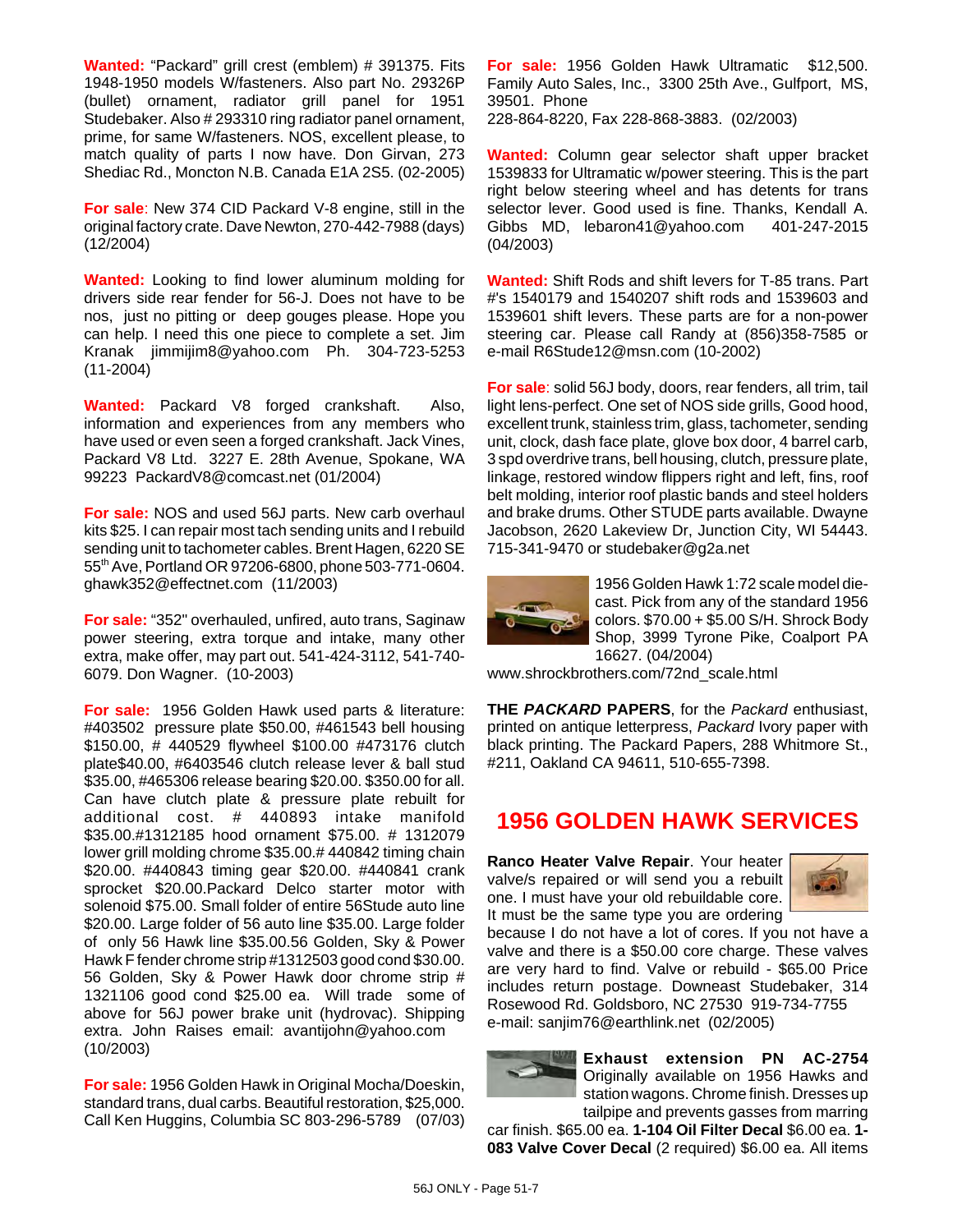**Wanted:** "Packard" grill crest (emblem) # 391375. Fits 1948-1950 models W/fasteners. Also part No. 29326P (bullet) ornament, radiator grill panel for 1951 Studebaker. Also # 293310 ring radiator panel ornament, prime, for same W/fasteners. NOS, excellent please, to match quality of parts I now have. Don Girvan, 273 Shediac Rd., Moncton N.B. Canada E1A 2S5. (02-2005)

**For sale**: New 374 CID Packard V-8 engine, still in the original factory crate. Dave Newton, 270-442-7988 (days) (12/2004)

**Wanted:** Looking to find lower aluminum molding for drivers side rear fender for 56-J. Does not have to be nos, just no pitting or deep gouges please. Hope you can help. I need this one piece to complete a set. Jim Kranak jimmijim8@yahoo.com Ph. 304-723-5253 (11-2004)

**Wanted:** Packard V8 forged crankshaft. Also, information and experiences from any members who have used or even seen a forged crankshaft. Jack Vines, Packard V8 Ltd. 3227 E. 28th Avenue, Spokane, WA 99223 PackardV8@comcast.net (01/2004)

**For sale:** NOS and used 56J parts. New carb overhaul kits $25. I can repair most tach sending units and I rebuild sending unit to tachometer cables. Brent Hagen, 6220 SE 55th Ave, Portland OR 97206-6800, phone 503-771-0604. ghawk352@effectnet.com (11/2003)

**For sale:** "352" overhauled, unfired, auto trans, Saginaw power steering, extra torque and intake, many other extra, make offer, may part out. 541-424-3112, 541-740-6079. Don Wagner. (10-2003)

**For sale:** 1956 Golden Hawk used parts & literature: #403502 pressure plate $50.00, #461543 bell housing $150.00, # 440529 flywheel $100.00 #473176 clutch plate$40.00, #6403546 clutch release lever & ball stud $35.00, #465306 release bearing $20.00. $350.00 for all. Can have clutch plate & pressure plate rebuilt for additional cost. # 440893 intake manifold $35.00.#1312185 hood ornament $75.00. # 1312079 lower grill molding chrome $35.00.# 440842 timing chain $20.00. #440843 timing gear $20.00. #440841 crank sprocket $20.00.Packard Delco starter motor with solenoid $75.00. Small folder of entire 56Stude auto line $20.00. Large folder of 56 auto line $35.00. Large folder of only 56 Hawk line $35.00.56 Golden, Sky & Power Hawk F fender chrome strip #1312503 good cond $30.00. 56 Golden, Sky & Power Hawk door chrome strip # 1321106 good cond $25.00 ea. Will trade some of above for 56J power brake unit (hydrovac). Shipping extra. John Raises email: avantijohn@yahoo.com (10/2003)

**For sale:** 1956 Golden Hawk in Original Mocha/Doeskin, standard trans, dual carbs. Beautiful restoration, $25,000. Call Ken Huggins, Columbia SC 803-296-5789 (07/03)

**For sale:** 1956 Golden Hawk Ultramatic $12,500. Family Auto Sales, Inc., 3300 25th Ave., Gulfport, MS, 39501. Phone 228-864-8220, Fax 228-868-3883. (02/2003)

**Wanted:** Column gear selector shaft upper bracket 1539833 for Ultramatic w/power steering. This is the part right below steering wheel and has detents for trans selector lever. Good used is fine. Thanks, Kendall A. Gibbs MD, lebaron41@yahoo.com 401-247-2015 (04/2003)

**Wanted:** Shift Rods and shift levers for T-85 trans. Part #'s 1540179 and 1540207 shift rods and 1539603 and 1539601 shift levers. These parts are for a non-power steering car. Please call Randy at (856)358-7585 or e-mail R6Stude12@msn.com (10-2002)

**For sale**: solid 56J body, doors, rear fenders, all trim, tail light lens-perfect. One set of NOS side grills, Good hood, excellent trunk, stainless trim, glass, tachometer, sending unit, clock, dash face plate, glove box door, 4 barrel carb, 3 spd overdrive trans, bell housing, clutch, pressure plate, linkage, restored window flippers right and left, fins, roof belt molding, interior roof plastic bands and steel holders and brake drums. Other STUDE parts available. Dwayne Jacobson, 2620 Lakeview Dr, Junction City, WI 54443. 715-341-9470 or studebaker@g2a.net

1956 Golden Hawk 1:72 scale model die-cast. Pick from any of the standard 1956 colors. $70.00 + $5.00 S/H. Shrock Body Shop, 3999 Tyrone Pike, Coalport PA 16627. (04/2004) www.shrockbrothers.com/72nd_scale.html

**THE *PACKARD* PAPERS**, for the *Packard* enthusiast, printed on antique letterpress, *Packard* Ivory paper with black printing. The Packard Papers, 288 Whitmore St., #211, Oakland CA 94611, 510-655-7398.

## 1956 GOLDEN HAWK SERVICES

**Ranco Heater Valve Repair**. Your heater valve/s repaired or will send you a rebuilt one. I must have your old rebuildable core. It must be the same type you are ordering because I do not have a lot of cores. If you not have a valve and there is a $50.00 core charge. These valves are very hard to find. Valve or rebuild - $65.00 Price includes return postage. Downeast Studebaker, 314 Rosewood Rd. Goldsboro, NC 27530 919-734-7755 e-mail: sanjim76@earthlink.net (02/2005)

**Exhaust extension PN AC-2754** Originally available on 1956 Hawks and station wagons. Chrome finish. Dresses up tailpipe and prevents gasses from marring car finish. $65.00 ea. **1-104 Oil Filter Decal** $6.00 ea. **1-083 Valve Cover Decal** (2 required) $6.00 ea. All items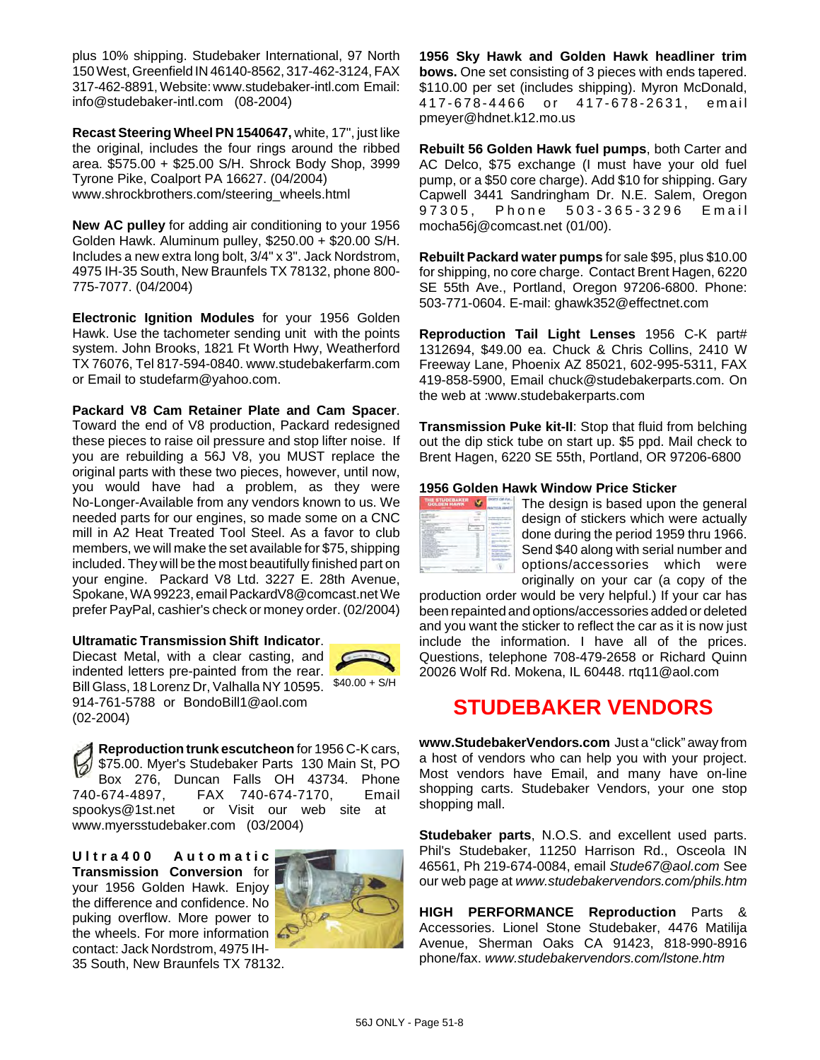plus 10% shipping. Studebaker International, 97 North 150 West, Greenfield IN 46140-8562, 317-462-3124, FAX 317-462-8891, Website: www.studebaker-intl.com Email: info@studebaker-intl.com (08-2004)

**Recast Steering Wheel PN 1540647,** white, 17", just like the original, includes the four rings around the ribbed area. $575.00 + $25.00 S/H. Shrock Body Shop, 3999 Tyrone Pike, Coalport PA 16627. (04/2004) www.shrockbrothers.com/steering_wheels.html

**New AC pulley** for adding air conditioning to your 1956 Golden Hawk. Aluminum pulley, $250.00 + $20.00 S/H. Includes a new extra long bolt, 3/4" x 3". Jack Nordstrom, 4975 IH-35 South, New Braunfels TX 78132, phone 800-775-7077. (04/2004)

**Electronic Ignition Modules** for your 1956 Golden Hawk. Use the tachometer sending unit with the points system. John Brooks, 1821 Ft Worth Hwy, Weatherford TX 76076, Tel 817-594-0840. www.studebakerfarm.com or Email to studefarm@yahoo.com.

**Packard V8 Cam Retainer Plate and Cam Spacer**. Toward the end of V8 production, Packard redesigned these pieces to raise oil pressure and stop lifter noise. If you are rebuilding a 56J V8, you MUST replace the original parts with these two pieces, however, until now, you would have had a problem, as they were No-Longer-Available from any vendors known to us. We needed parts for our engines, so made some on a CNC mill in A2 Heat Treated Tool Steel. As a favor to club members, we will make the set available for $75, shipping included. They will be the most beautifully finished part on your engine. Packard V8 Ltd. 3227 E. 28th Avenue, Spokane, WA 99223, email PackardV8@comcast.net We prefer PayPal, cashier's check or money order. (02/2004)

**Ultramatic Transmission Shift Indicator**. Diecast Metal, with a clear casting, and indented letters pre-painted from the rear. Bill Glass, 18 Lorenz Dr, Valhalla NY 10595. 914-761-5788 or BondoBill1@aol.com (02-2004)

$40.00 + S/H

**Reproduction trunk escutcheon** for 1956 C-K cars, $75.00. Myer's Studebaker Parts 130 Main St, PO Box 276, Duncan Falls OH 43734. Phone 740-674-4897, FAX 740-674-7170, Email spookys@1st.net or Visit our web site at www.myersstudebaker.com (03/2004)

**Ultra400 Automatic Transmission Conversion** for your 1956 Golden Hawk. Enjoy the difference and confidence. No puking overflow. More power to the wheels. For more information contact: Jack Nordstrom, 4975 IH-35 South, New Braunfels TX 78132.

**1956 Sky Hawk and Golden Hawk headliner trim bows.** One set consisting of 3 pieces with ends tapered. $110.00 per set (includes shipping). Myron McDonald, 417-678-4466 or 417-678-2631, email pmeyer@hdnet.k12.mo.us

**Rebuilt 56 Golden Hawk fuel pumps**, both Carter and AC Delco, $75 exchange (I must have your old fuel pump, or a $50 core charge). Add $10 for shipping. Gary Capwell 3441 Sandringham Dr. N.E. Salem, Oregon 97305, Phone 503-365-3296 Email mocha56j@comcast.net (01/00).

**Rebuilt Packard water pumps** for sale $95, plus $10.00 for shipping, no core charge. Contact Brent Hagen, 6220 SE 55th Ave., Portland, Oregon 97206-6800. Phone: 503-771-0604. E-mail: ghawk352@effectnet.com

**Reproduction Tail Light Lenses** 1956 C-K part# 1312694, $49.00 ea. Chuck & Chris Collins, 2410 W Freeway Lane, Phoenix AZ 85021, 602-995-5311, FAX 419-858-5900, Email chuck@studebakerparts.com. On the web at :www.studebakerparts.com

**Transmission Puke kit-II**: Stop that fluid from belching out the dip stick tube on start up. $5 ppd. Mail check to Brent Hagen, 6220 SE 55th, Portland, OR 97206-6800

**1956 Golden Hawk Window Price Sticker**

The design is based upon the general design of stickers which were actually done during the period 1959 thru 1966. Send $40 along with serial number and options/accessories which were originally on your car (a copy of the production order would be very helpful.) If your car has been repainted and options/accessories added or deleted and you want the sticker to reflect the car as it is now just include the information. I have all of the prices. Questions, telephone 708-479-2658 or Richard Quinn 20026 Wolf Rd. Mokena, IL 60448. rtq11@aol.com

## STUDEBAKER VENDORS

**www.StudebakerVendors.com** Just a "click" away from a host of vendors who can help you with your project. Most vendors have Email, and many have on-line shopping carts. Studebaker Vendors, your one stop shopping mall.

**Studebaker parts**, N.O.S. and excellent used parts. Phil's Studebaker, 11250 Harrison Rd., Osceola IN 46561, Ph 219-674-0084, email *Stude67@aol.com* See our web page at *www.studebakervendors.com/phils.htm*

**HIGH PERFORMANCE Reproduction** Parts & Accessories. Lionel Stone Studebaker, 4476 Matilija Avenue, Sherman Oaks CA 91423, 818-990-8916 phone/fax. *www.studebakervendors.com/lstone.htm*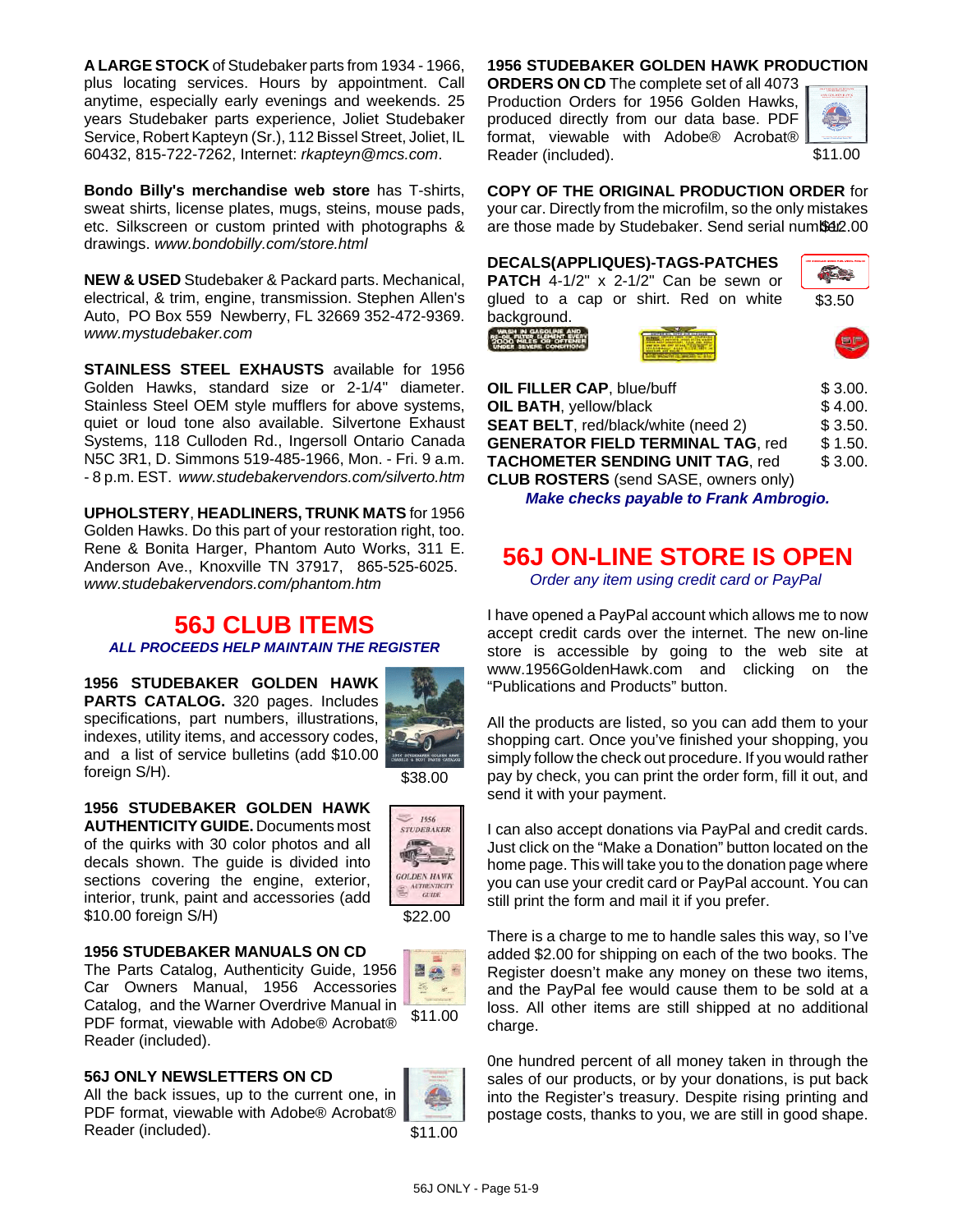**A LARGE STOCK** of Studebaker parts from 1934 - 1966, plus locating services. Hours by appointment. Call anytime, especially early evenings and weekends. 25 years Studebaker parts experience, Joliet Studebaker Service, Robert Kapteyn (Sr.), 112 Bissel Street, Joliet, IL 60432, 815-722-7262, Internet: *rkapteyn@mcs.com*.

**Bondo Billy's merchandise web store** has T-shirts, sweat shirts, license plates, mugs, steins, mouse pads, etc. Silkscreen or custom printed with photographs & drawings. *www.bondobilly.com/store.html*

**NEW & USED** Studebaker & Packard parts. Mechanical, electrical, & trim, engine, transmission. Stephen Allen's Auto, PO Box 559 Newberry, FL 32669 352-472-9369. *www.mystudebaker.com*

**STAINLESS STEEL EXHAUSTS** available for 1956 Golden Hawks, standard size or 2-1/4" diameter. Stainless Steel OEM style mufflers for above systems, quiet or loud tone also available. Silvertone Exhaust Systems, 118 Culloden Rd., Ingersoll Ontario Canada N5C 3R1, D. Simmons 519-485-1966, Mon. - Fri. 9 a.m. - 8 p.m. EST. *www.studebakervendors.com/silverto.htm*

**UPHOLSTERY**, **HEADLINERS, TRUNK MATS** for 1956 Golden Hawks. Do this part of your restoration right, too. Rene & Bonita Harger, Phantom Auto Works, 311 E. Anderson Ave., Knoxville TN 37917, 865-525-6025. *www.studebakervendors.com/phantom.htm*

## 56J CLUB ITEMS

***ALL PROCEEDS HELP MAINTAIN THE REGISTER***

**1956 STUDEBAKER GOLDEN HAWK PARTS CATALOG.** 320 pages. Includes specifications, part numbers, illustrations, indexes, utility items, and accessory codes, and a list of service bulletins (add $10.00 foreign S/H). $38.00

**1956 STUDEBAKER GOLDEN HAWK AUTHENTICITY GUIDE.** Documents most of the quirks with 30 color photos and all decals shown. The guide is divided into sections covering the engine, exterior, interior, trunk, paint and accessories (add $10.00 foreign S/H) $22.00

**1956 STUDEBAKER MANUALS ON CD**
The Parts Catalog, Authenticity Guide, 1956 Car Owners Manual, 1956 Accessories Catalog, and the Warner Overdrive Manual in PDF format, viewable with Adobe® Acrobat® Reader (included). $11.00

**56J ONLY NEWSLETTERS ON CD**
All the back issues, up to the current one, in PDF format, viewable with Adobe® Acrobat® Reader (included). $11.00

**1956 STUDEBAKER GOLDEN HAWK PRODUCTION ORDERS ON CD** The complete set of all 4073 Production Orders for 1956 Golden Hawks, produced directly from our data base. PDF format, viewable with Adobe® Acrobat® Reader (included). $11.00

**COPY OF THE ORIGINAL PRODUCTION ORDER** for your car. Directly from the microfilm, so the only mistakes are those made by Studebaker. Send serial number. $12.00

**DECALS(APPLIQUES)-TAGS-PATCHES**
**PATCH** 4-1/2" x 2-1/2" Can be sewn or glued to a cap or shirt. Red on white background. $3.50

| | |
|---|---|
| **OIL FILLER CAP**, blue/buff | $ 3.00. |
| **OIL BATH**, yellow/black | $ 4.00. |
| **SEAT BELT**, red/black/white (need 2) | $ 3.50. |
| **GENERATOR FIELD TERMINAL TAG**, red | $ 1.50. |
| **TACHOMETER SENDING UNIT TAG**, red | $ 3.00. |
| **CLUB ROSTERS** (send SASE, owners only) | |

***Make checks payable to Frank Ambrogio.***

## 56J ON-LINE STORE IS OPEN

*Order any item using credit card or PayPal*

I have opened a PayPal account which allows me to now accept credit cards over the internet. The new on-line store is accessible by going to the web site at www.1956GoldenHawk.com and clicking on the "Publications and Products" button.

All the products are listed, so you can add them to your shopping cart. Once you've finished your shopping, you simply follow the check out procedure. If you would rather pay by check, you can print the order form, fill it out, and send it with your payment.

I can also accept donations via PayPal and credit cards. Just click on the "Make a Donation" button located on the home page. This will take you to the donation page where you can use your credit card or PayPal account. You can still print the form and mail it if you prefer.

There is a charge to me to handle sales this way, so I've added $2.00 for shipping on each of the two books. The Register doesn't make any money on these two items, and the PayPal fee would cause them to be sold at a loss. All other items are still shipped at no additional charge.

One hundred percent of all money taken in through the sales of our products, or by your donations, is put back into the Register's treasury. Despite rising printing and postage costs, thanks to you, we are still in good shape.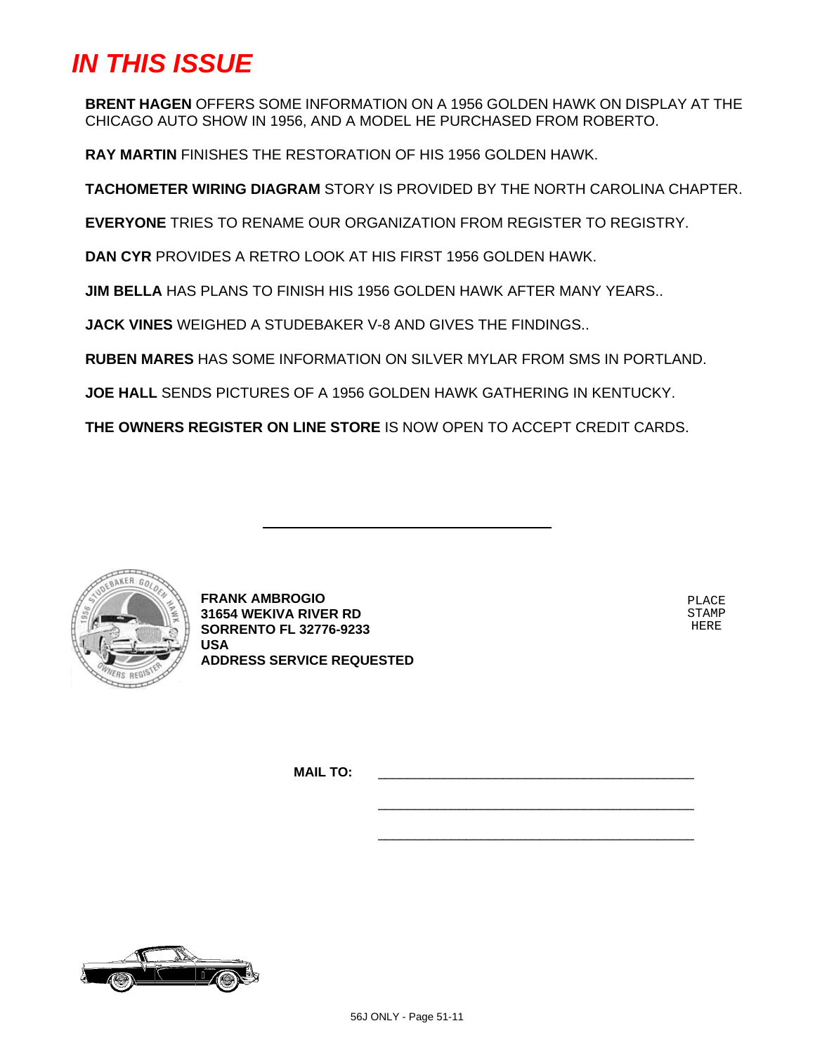# IN THIS ISSUE

**BRENT HAGEN** OFFERS SOME INFORMATION ON A 1956 GOLDEN HAWK ON DISPLAY AT THE CHICAGO AUTO SHOW IN 1956, AND A MODEL HE PURCHASED FROM ROBERTO.

**RAY MARTIN** FINISHES THE RESTORATION OF HIS 1956 GOLDEN HAWK.

**TACHOMETER WIRING DIAGRAM** STORY IS PROVIDED BY THE NORTH CAROLINA CHAPTER.

**EVERYONE** TRIES TO RENAME OUR ORGANIZATION FROM REGISTER TO REGISTRY.

**DAN CYR** PROVIDES A RETRO LOOK AT HIS FIRST 1956 GOLDEN HAWK.

**JIM BELLA** HAS PLANS TO FINISH HIS 1956 GOLDEN HAWK AFTER MANY YEARS..

**JACK VINES** WEIGHED A STUDEBAKER V-8 AND GIVES THE FINDINGS..

**RUBEN MARES** HAS SOME INFORMATION ON SILVER MYLAR FROM SMS IN PORTLAND.

**JOE HALL** SENDS PICTURES OF A 1956 GOLDEN HAWK GATHERING IN KENTUCKY.

**THE OWNERS REGISTER ON LINE STORE** IS NOW OPEN TO ACCEPT CREDIT CARDS.

---

**FRANK AMBROGIO**
**31654 WEKIVA RIVER RD**
**SORRENTO FL 32776-9233**
**USA**
**ADDRESS SERVICE REQUESTED**

PLACE
STAMP
HERE

**MAIL TO:** ________________________________________

________________________________________

________________________________________

56J ONLY - Page 51-11